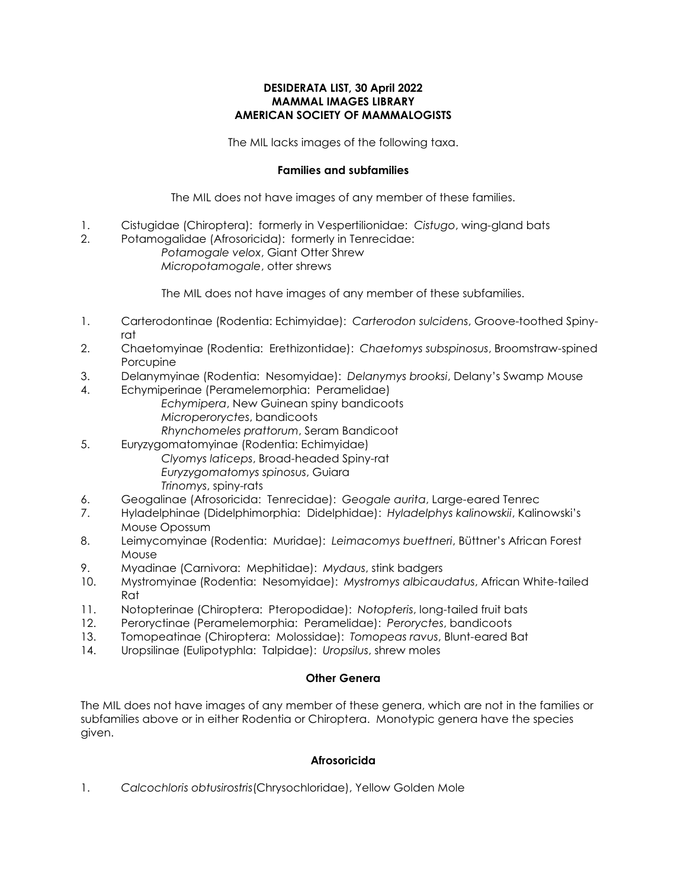**DESIDERATA LIST, 30 April 2022**
**MAMMAL IMAGES LIBRARY**
**AMERICAN SOCIETY OF MAMMALOGISTS**

The MIL lacks images of the following taxa.

### Families and subfamilies

The MIL does not have images of any member of these families.

1. Cistugidae (Chiroptera): formerly in Vespertilionidae: *Cistugo*, wing-gland bats
2. Potamogalidae (Afrosoricida): formerly in Tenrecidae:
   *Potamogale velox*, Giant Otter Shrew
   *Micropotamogale*, otter shrews

The MIL does not have images of any member of these subfamilies.

1. Carterodontinae (Rodentia: Echimyidae): *Carterodon sulcidens*, Groove-toothed Spiny-rat
2. Chaetomyinae (Rodentia: Erethizontidae): *Chaetomys subspinosus*, Broomstraw-spined Porcupine
3. Delanymyinae (Rodentia: Nesomyidae): *Delanymys brooksi*, Delany's Swamp Mouse
4. Echymiperinae (Peramelemorphia: Peramelidae)
   *Echymipera*, New Guinean spiny bandicoots
   *Microperoryctes*, bandicoots
   *Rhynchomeles prattorum*, Seram Bandicoot
5. Euryzygomatomyinae (Rodentia: Echimyidae)
   *Clyomys laticeps*, Broad-headed Spiny-rat
   *Euryzygomatomys spinosus*, Guiara
   *Trinomys*, spiny-rats
6. Geogalinae (Afrosoricida: Tenrecidae): *Geogale aurita*, Large-eared Tenrec
7. Hyladelphinae (Didelphimorphia: Didelphidae): *Hyladelphys kalinowskii*, Kalinowski's Mouse Opossum
8. Leimycomyinae (Rodentia: Muridae): *Leimacomys buettneri*, Büttner's African Forest Mouse
9. Myadinae (Carnivora: Mephitidae): *Mydaus*, stink badgers
10. Mystromyinae (Rodentia: Nesomyidae): *Mystromys albicaudatus*, African White-tailed Rat
11. Notopterinae (Chiroptera: Pteropodidae): *Notopteris*, long-tailed fruit bats
12. Peroryctinae (Peramelemorphia: Peramelidae): *Peroryctes*, bandicoots
13. Tomopeatinae (Chiroptera: Molossidae): *Tomopeas ravus*, Blunt-eared Bat
14. Uropsilinae (Eulipotyphla: Talpidae): *Uropsilus*, shrew moles

### Other Genera

The MIL does not have images of any member of these genera, which are not in the families or subfamilies above or in either Rodentia or Chiroptera. Monotypic genera have the species given.

#### Afrosoricida

1. *Calcochloris obtusirostris*(Chrysochloridae), Yellow Golden Mole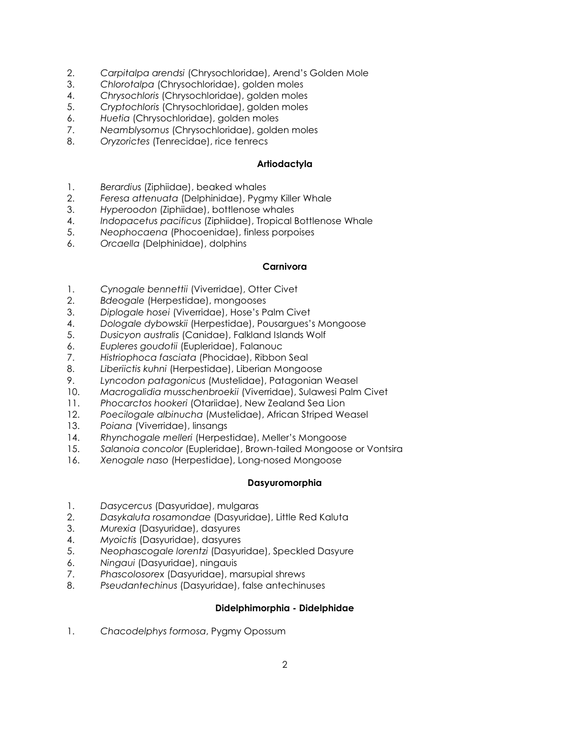2. *Carpitalpa arendsi* (Chrysochloridae), Arend's Golden Mole
3. *Chlorotalpa* (Chrysochloridae), golden moles
4. *Chrysochloris* (Chrysochloridae), golden moles
5. *Cryptochloris* (Chrysochloridae), golden moles
6. *Huetia* (Chrysochloridae), golden moles
7. *Neamblysomus* (Chrysochloridae), golden moles
8. *Oryzorictes* (Tenrecidae), rice tenrecs

**Artiodactyla**

1. *Berardius* (Ziphiidae), beaked whales
2. *Feresa attenuata* (Delphinidae), Pygmy Killer Whale
3. *Hyperoodon* (Ziphiidae), bottlenose whales
4. *Indopacetus pacificus* (Ziphiidae), Tropical Bottlenose Whale
5. *Neophocaena* (Phocoenidae), finless porpoises
6. *Orcaella* (Delphinidae), dolphins

**Carnivora**

1. *Cynogale bennettii* (Viverridae), Otter Civet
2. *Bdeogale* (Herpestidae), mongooses
3. *Diplogale hosei* (Viverridae), Hose's Palm Civet
4. *Dologale dybowskii* (Herpestidae), Pousargues's Mongoose
5. *Dusicyon australis* (Canidae), Falkland Islands Wolf
6. *Eupleres goudotii* (Eupleridae), Falanouc
7. *Histriophoca fasciata* (Phocidae), Ribbon Seal
8. *Liberiictis kuhni* (Herpestidae), Liberian Mongoose
9. *Lyncodon patagonicus* (Mustelidae), Patagonian Weasel
10. *Macrogalidia musschenbroekii* (Viverridae), Sulawesi Palm Civet
11. *Phocarctos hookeri* (Otariidae), New Zealand Sea Lion
12. *Poecilogale albinucha* (Mustelidae), African Striped Weasel
13. *Poiana* (Viverridae), linsangs
14. *Rhynchogale melleri* (Herpestidae), Meller's Mongoose
15. *Salanoia concolor* (Eupleridae), Brown-tailed Mongoose or Vontsira
16. *Xenogale naso* (Herpestidae), Long-nosed Mongoose

**Dasyuromorphia**

1. *Dasycercus* (Dasyuridae), mulgaras
2. *Dasykaluta rosamondae* (Dasyuridae), Little Red Kaluta
3. *Murexia* (Dasyuridae), dasyures
4. *Myoictis* (Dasyuridae), dasyures
5. *Neophascogale lorentzi* (Dasyuridae), Speckled Dasyure
6. *Ningaui* (Dasyuridae), ningauis
7. *Phascolosorex* (Dasyuridae), marsupial shrews
8. *Pseudantechinus* (Dasyuridae), false antechinuses

**Didelphimorphia - Didelphidae**

1. *Chacodelphys formosa*, Pygmy Opossum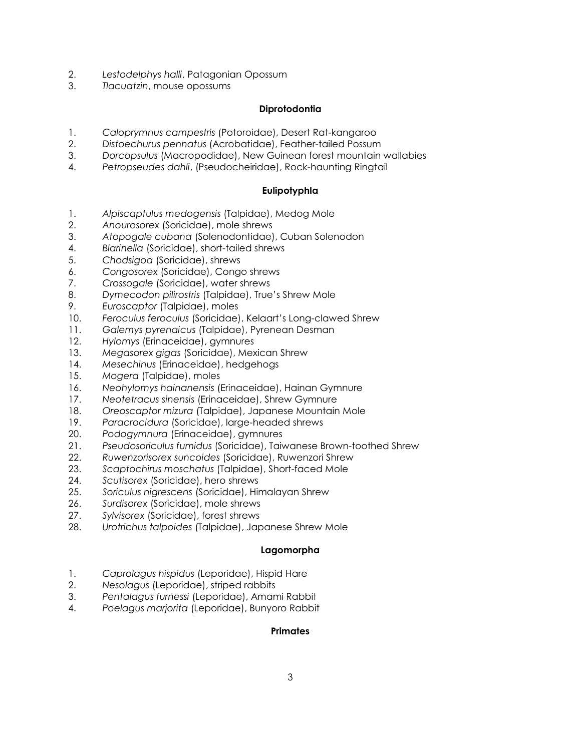2. *Lestodelphys halli*, Patagonian Opossum
3. *Tlacuatzin*, mouse opossums

**Diprotodontia**

1. *Caloprymnus campestris* (Potoroidae), Desert Rat-kangaroo
2. *Distoechurus pennatus* (Acrobatidae), Feather-tailed Possum
3. *Dorcopsulus* (Macropodidae), New Guinean forest mountain wallabies
4. *Petropseudes dahli*, (Pseudocheiridae), Rock-haunting Ringtail

**Eulipotyphla**

1. *Alpiscaptulus medogensis* (Talpidae), Medog Mole
2. *Anourosorex* (Soricidae), mole shrews
3. *Atopogale cubana* (Solenodontidae), Cuban Solenodon
4. *Blarinella* (Soricidae), short-tailed shrews
5. *Chodsigoa* (Soricidae), shrews
6. *Congosorex* (Soricidae), Congo shrews
7. *Crossogale* (Soricidae), water shrews
8. *Dymecodon pilirostris* (Talpidae), True's Shrew Mole
9. *Euroscaptor* (Talpidae), moles
10. *Feroculus feroculus* (Soricidae), Kelaart's Long-clawed Shrew
11. *Galemys pyrenaicus* (Talpidae), Pyrenean Desman
12. *Hylomys* (Erinaceidae), gymnures
13. *Megasorex gigas* (Soricidae), Mexican Shrew
14. *Mesechinus* (Erinaceidae), hedgehogs
15. *Mogera* (Talpidae), moles
16. *Neohylomys hainanensis* (Erinaceidae), Hainan Gymnure
17. *Neotetracus sinensis* (Erinaceidae), Shrew Gymnure
18. *Oreoscaptor mizura* (Talpidae), Japanese Mountain Mole
19. *Paracrocidura* (Soricidae), large-headed shrews
20. *Podogymnura* (Erinaceidae), gymnures
21. *Pseudosoriculus fumidus* (Soricidae), Taiwanese Brown-toothed Shrew
22. *Ruwenzorisorex suncoides* (Soricidae), Ruwenzori Shrew
23. *Scaptochirus moschatus* (Talpidae), Short-faced Mole
24. *Scutisorex* (Soricidae), hero shrews
25. *Soriculus nigrescens* (Soricidae), Himalayan Shrew
26. *Surdisorex* (Soricidae), mole shrews
27. *Sylvisorex* (Soricidae), forest shrews
28. *Urotrichus talpoides* (Talpidae), Japanese Shrew Mole

**Lagomorpha**

1. *Caprolagus hispidus* (Leporidae), Hispid Hare
2. *Nesolagus* (Leporidae), striped rabbits
3. *Pentalagus furnessi* (Leporidae), Amami Rabbit
4. *Poelagus marjorita* (Leporidae), Bunyoro Rabbit

**Primates**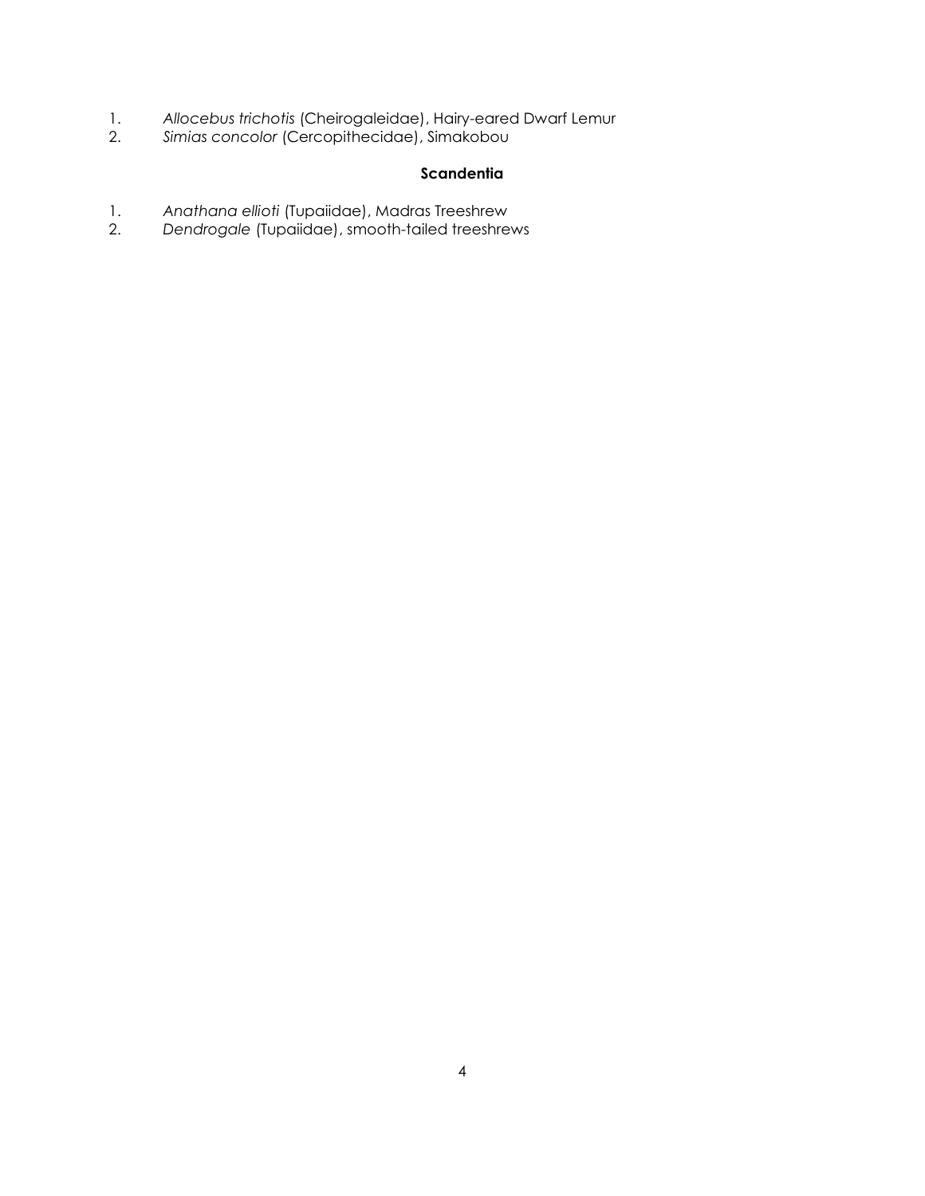1. *Allocebus trichotis* (Cheirogaleidae), Hairy-eared Dwarf Lemur
2. *Simias concolor* (Cercopithecidae), Simakobou

### Scandentia

1. *Anathana ellioti* (Tupaiidae), Madras Treeshrew
2. *Dendrogale* (Tupaiidae), smooth-tailed treeshrews